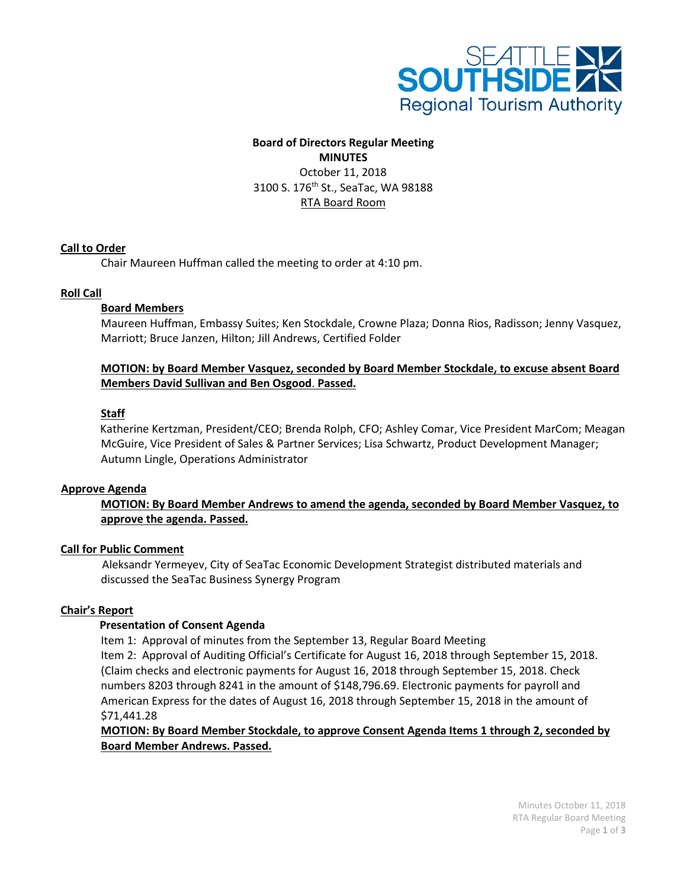SEATTLE SOUTHSIDE
Regional Tourism Authority

**Board of Directors Regular Meeting**
**MINUTES**
October 11, 2018
3100 S. 176th St., SeaTac, WA 98188
RTA Board Room

## Call to Order

Chair Maureen Huffman called the meeting to order at 4:10 pm.

## Roll Call

### Board Members

Maureen Huffman, Embassy Suites; Ken Stockdale, Crowne Plaza; Donna Rios, Radisson; Jenny Vasquez, Marriott; Bruce Janzen, Hilton; Jill Andrews, Certified Folder

**MOTION: by Board Member Vasquez, seconded by Board Member Stockdale, to excuse absent Board Members David Sullivan and Ben Osgood. Passed.**

### Staff

Katherine Kertzman, President/CEO; Brenda Rolph, CFO; Ashley Comar, Vice President MarCom; Meagan McGuire, Vice President of Sales & Partner Services; Lisa Schwartz, Product Development Manager; Autumn Lingle, Operations Administrator

## Approve Agenda

**MOTION: By Board Member Andrews to amend the agenda, seconded by Board Member Vasquez, to approve the agenda. Passed.**

## Call for Public Comment

Aleksandr Yermeyev, City of SeaTac Economic Development Strategist distributed materials and discussed the SeaTac Business Synergy Program

## Chair's Report

**Presentation of Consent Agenda**

Item 1: Approval of minutes from the September 13, Regular Board Meeting
Item 2: Approval of Auditing Official's Certificate for August 16, 2018 through September 15, 2018. (Claim checks and electronic payments for August 16, 2018 through September 15, 2018. Check numbers 8203 through 8241 in the amount of $148,796.69. Electronic payments for payroll and American Express for the dates of August 16, 2018 through September 15, 2018 in the amount of $71,441.28

**MOTION: By Board Member Stockdale, to approve Consent Agenda Items 1 through 2, seconded by Board Member Andrews. Passed.**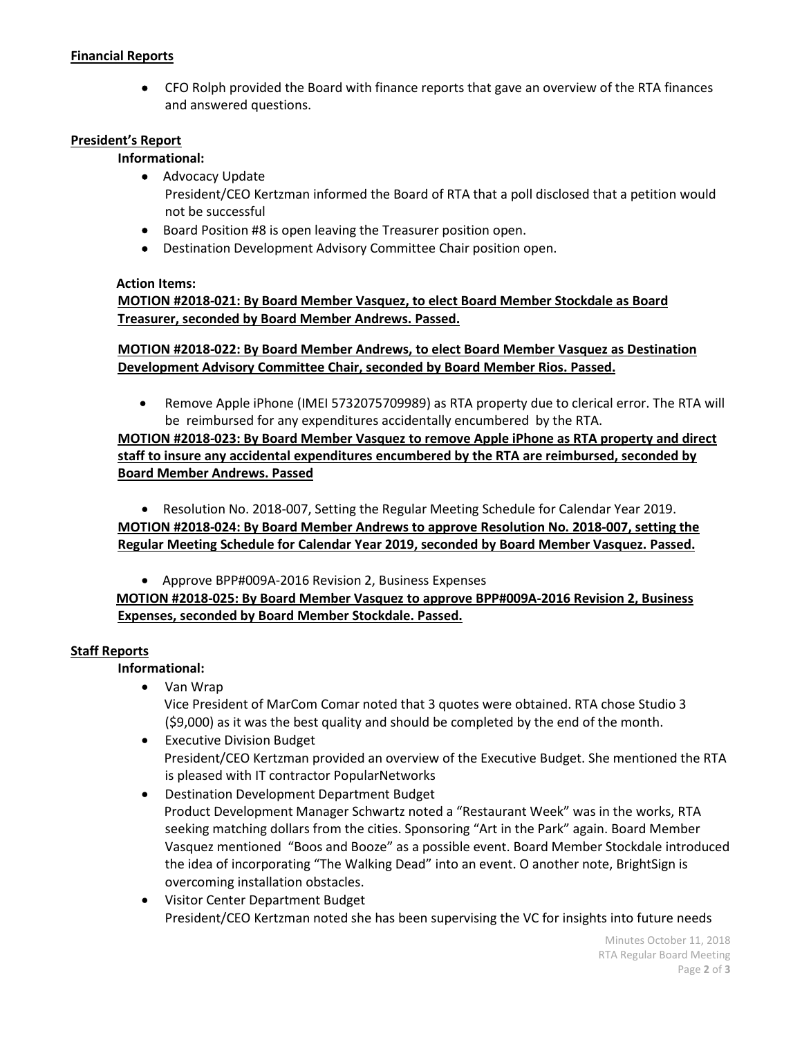**Financial Reports**

- CFO Rolph provided the Board with finance reports that gave an overview of the RTA finances and answered questions.

**President's Report**

**Informational:**

- Advocacy Update
  President/CEO Kertzman informed the Board of RTA that a poll disclosed that a petition would not be successful
- Board Position #8 is open leaving the Treasurer position open.
- Destination Development Advisory Committee Chair position open.

**Action Items:**

**MOTION #2018-021: By Board Member Vasquez, to elect Board Member Stockdale as Board Treasurer, seconded by Board Member Andrews. Passed.**

**MOTION #2018-022: By Board Member Andrews, to elect Board Member Vasquez as Destination Development Advisory Committee Chair, seconded by Board Member Rios. Passed.**

- Remove Apple iPhone (IMEI 5732075709989) as RTA property due to clerical error. The RTA will be reimbursed for any expenditures accidentally encumbered by the RTA.

**MOTION #2018-023: By Board Member Vasquez to remove Apple iPhone as RTA property and direct staff to insure any accidental expenditures encumbered by the RTA are reimbursed, seconded by Board Member Andrews. Passed**

- Resolution No. 2018-007, Setting the Regular Meeting Schedule for Calendar Year 2019.

**MOTION #2018-024: By Board Member Andrews to approve Resolution No. 2018-007, setting the Regular Meeting Schedule for Calendar Year 2019, seconded by Board Member Vasquez. Passed.**

- Approve BPP#009A-2016 Revision 2, Business Expenses

**MOTION #2018-025: By Board Member Vasquez to approve BPP#009A-2016 Revision 2, Business Expenses, seconded by Board Member Stockdale. Passed.**

**Staff Reports**

**Informational:**

- Van Wrap
  Vice President of MarCom Comar noted that 3 quotes were obtained. RTA chose Studio 3 ($9,000) as it was the best quality and should be completed by the end of the month.
- Executive Division Budget
  President/CEO Kertzman provided an overview of the Executive Budget. She mentioned the RTA is pleased with IT contractor PopularNetworks
- Destination Development Department Budget
  Product Development Manager Schwartz noted a "Restaurant Week" was in the works, RTA seeking matching dollars from the cities. Sponsoring "Art in the Park" again. Board Member Vasquez mentioned "Boos and Booze" as a possible event. Board Member Stockdale introduced the idea of incorporating "The Walking Dead" into an event. O another note, BrightSign is overcoming installation obstacles.
- Visitor Center Department Budget
  President/CEO Kertzman noted she has been supervising the VC for insights into future needs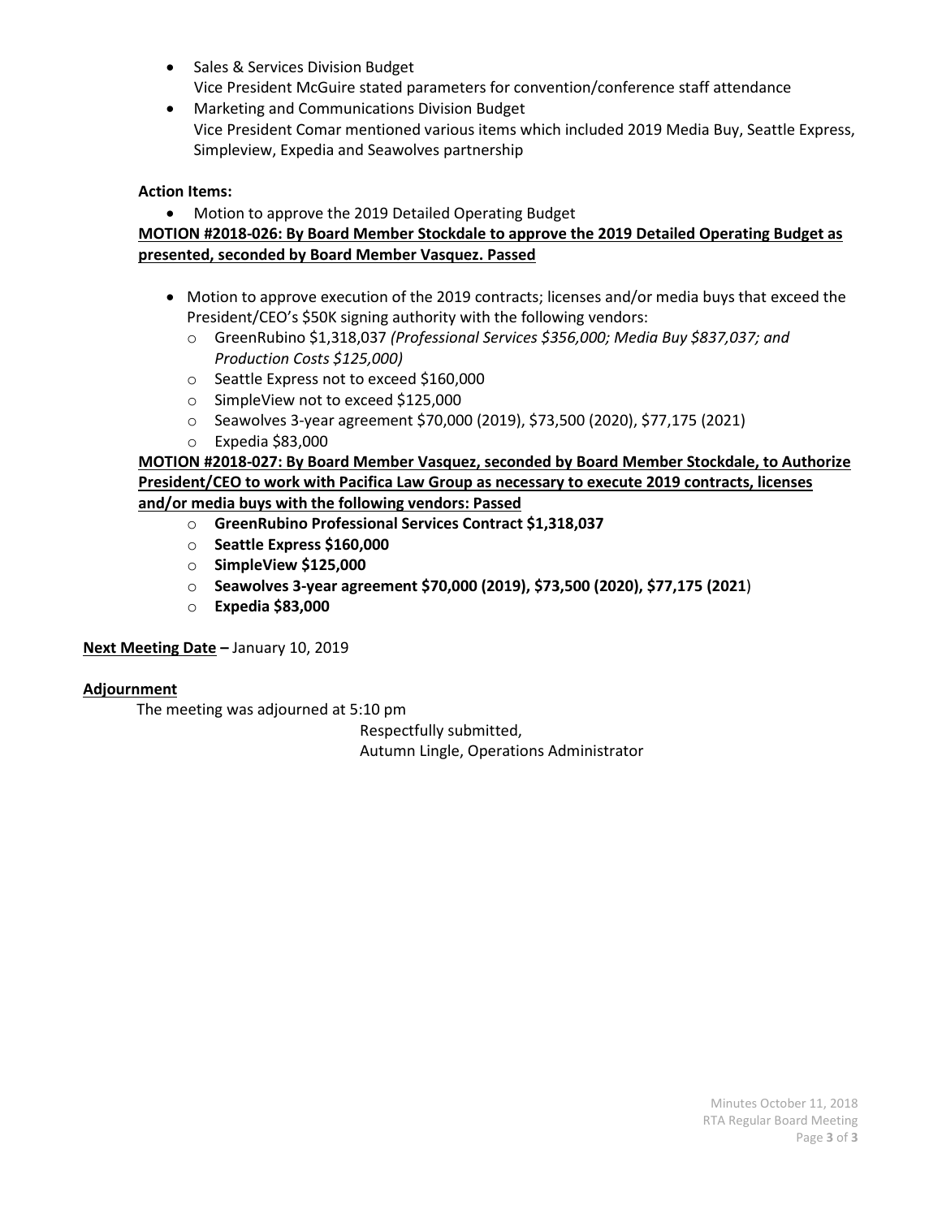- Sales & Services Division Budget
  Vice President McGuire stated parameters for convention/conference staff attendance
- Marketing and Communications Division Budget
  Vice President Comar mentioned various items which included 2019 Media Buy, Seattle Express, Simpleview, Expedia and Seawolves partnership

**Action Items:**

- Motion to approve the 2019 Detailed Operating Budget

**MOTION #2018-026: By Board Member Stockdale to approve the 2019 Detailed Operating Budget as presented, seconded by Board Member Vasquez. Passed**

- Motion to approve execution of the 2019 contracts; licenses and/or media buys that exceed the President/CEO's $50K signing authority with the following vendors:
  - GreenRubino $1,318,037 *(Professional Services $356,000; Media Buy $837,037; and Production Costs $125,000)*
  - Seattle Express not to exceed $160,000
  - SimpleView not to exceed $125,000
  - Seawolves 3-year agreement $70,000 (2019), $73,500 (2020), $77,175 (2021)
  - Expedia $83,000

**MOTION #2018-027: By Board Member Vasquez, seconded by Board Member Stockdale, to Authorize President/CEO to work with Pacifica Law Group as necessary to execute 2019 contracts, licenses and/or media buys with the following vendors: Passed**

- **GreenRubino Professional Services Contract $1,318,037**
- **Seattle Express $160,000**
- **SimpleView $125,000**
- **Seawolves 3-year agreement $70,000 (2019), $73,500 (2020), $77,175 (2021**)
- **Expedia $83,000**

**Next Meeting Date –** January 10, 2019

**Adjournment**

The meeting was adjourned at 5:10 pm

Respectfully submitted,
Autumn Lingle, Operations Administrator